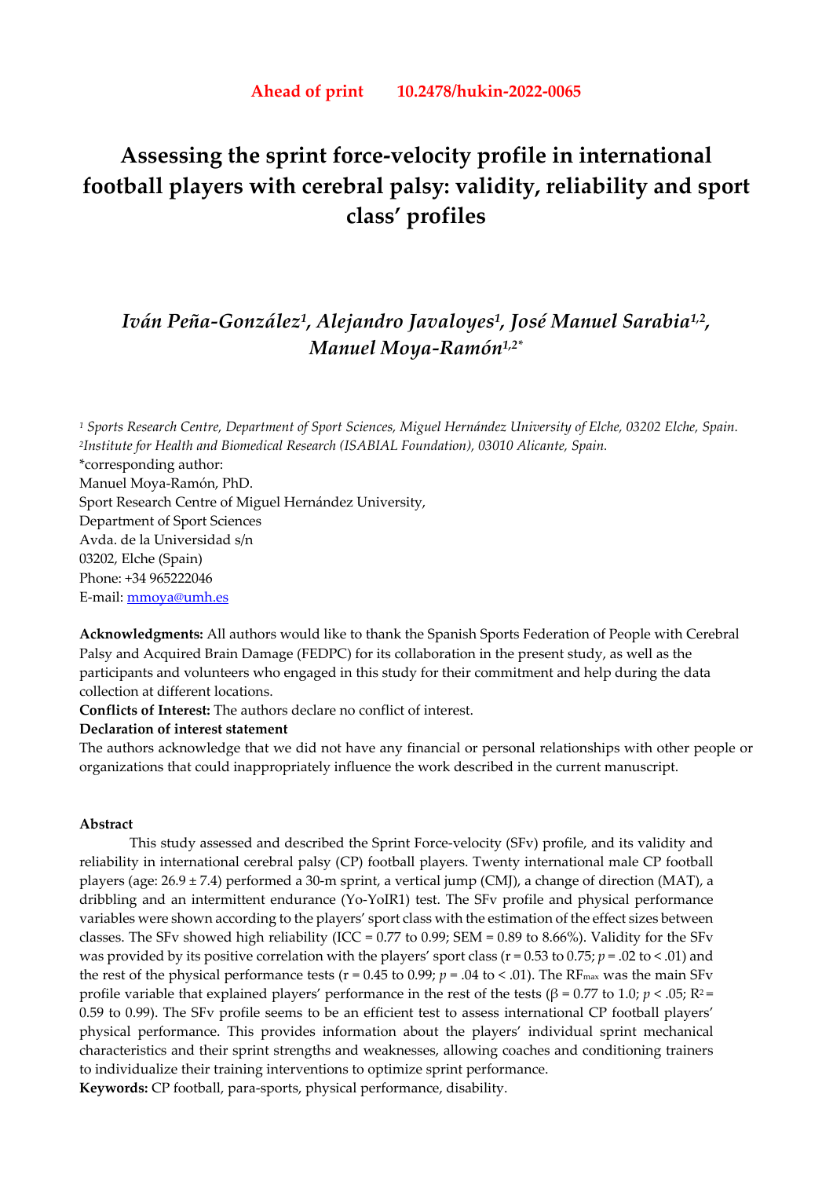**Ahead of print 10.2478/hukin-2022-0065**

# Assessing the sprint force-velocity profile in international football players with cerebral palsy: validity, reliability and sport class' profiles

*Iván Peña-González[1], Alejandro Javaloyes[1], José Manuel Sarabia[1,2], Manuel Moya-Ramón[1,2*]*

[1] *Sports Research Centre, Department of Sport Sciences, Miguel Hernández University of Elche, 03202 Elche, Spain.*
[2] *Institute for Health and Biomedical Research (ISABIAL Foundation), 03010 Alicante, Spain.*
*corresponding author:
Manuel Moya-Ramón, PhD.
Sport Research Centre of Miguel Hernández University,
Department of Sport Sciences
Avda. de la Universidad s/n
03202, Elche (Spain)
Phone: +34 965222046
E-mail: mmoya@umh.es

**Acknowledgments:** All authors would like to thank the Spanish Sports Federation of People with Cerebral Palsy and Acquired Brain Damage (FEDPC) for its collaboration in the present study, as well as the participants and volunteers who engaged in this study for their commitment and help during the data collection at different locations.

**Conflicts of Interest:** The authors declare no conflict of interest.

**Declaration of interest statement**

The authors acknowledge that we did not have any financial or personal relationships with other people or organizations that could inappropriately influence the work described in the current manuscript.

**Abstract**

This study assessed and described the Sprint Force-velocity (SFv) profile, and its validity and reliability in international cerebral palsy (CP) football players. Twenty international male CP football players (age: 26.9 ± 7.4) performed a 30-m sprint, a vertical jump (CMJ), a change of direction (MAT), a dribbling and an intermittent endurance (Yo-YoIR1) test. The SFv profile and physical performance variables were shown according to the players' sport class with the estimation of the effect sizes between classes. The SFv showed high reliability (ICC = 0.77 to 0.99; SEM = 0.89 to 8.66%). Validity for the SFv was provided by its positive correlation with the players' sport class ($r = 0.53$ to $0.75$; $p = .02$ to $< .01$) and the rest of the physical performance tests ($r = 0.45$ to $0.99$; $p = .04$ to $< .01$). The $RF_{max}$ was the main SFv profile variable that explained players' performance in the rest of the tests ($\beta = 0.77$ to $1.0$; $p < .05$; $R^2 = 0.59$ to $0.99$). The SFv profile seems to be an efficient test to assess international CP football players' physical performance. This provides information about the players' individual sprint mechanical characteristics and their sprint strengths and weaknesses, allowing coaches and conditioning trainers to individualize their training interventions to optimize sprint performance.

**Keywords:** CP football, para-sports, physical performance, disability.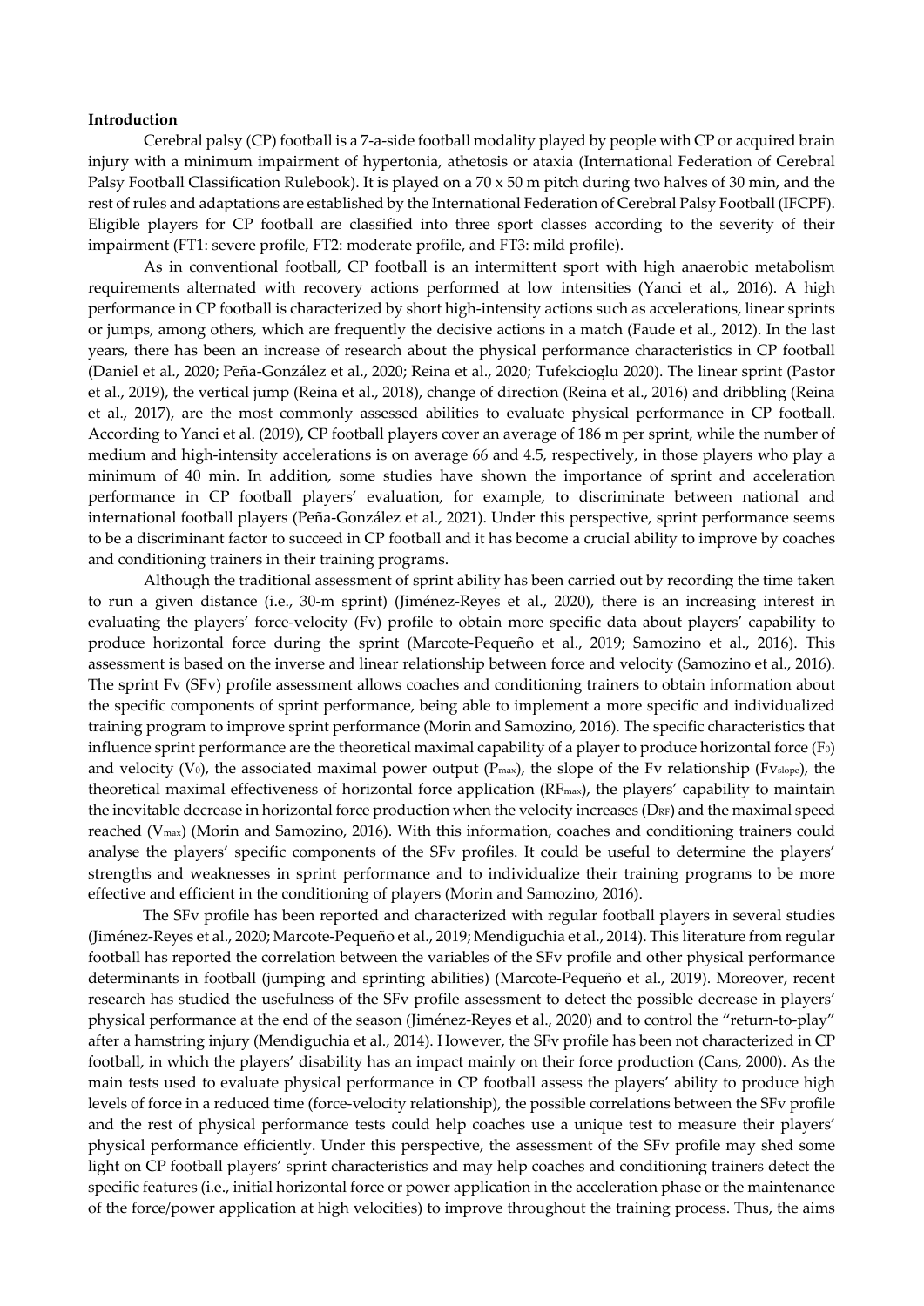**Introduction**

Cerebral palsy (CP) football is a 7-a-side football modality played by people with CP or acquired brain injury with a minimum impairment of hypertonia, athetosis or ataxia (International Federation of Cerebral Palsy Football Classification Rulebook). It is played on a 70 x 50 m pitch during two halves of 30 min, and the rest of rules and adaptations are established by the International Federation of Cerebral Palsy Football (IFCPF). Eligible players for CP football are classified into three sport classes according to the severity of their impairment (FT1: severe profile, FT2: moderate profile, and FT3: mild profile).

As in conventional football, CP football is an intermittent sport with high anaerobic metabolism requirements alternated with recovery actions performed at low intensities (Yanci et al., 2016). A high performance in CP football is characterized by short high-intensity actions such as accelerations, linear sprints or jumps, among others, which are frequently the decisive actions in a match (Faude et al., 2012). In the last years, there has been an increase of research about the physical performance characteristics in CP football (Daniel et al., 2020; Peña-González et al., 2020; Reina et al., 2020; Tufekcioglu 2020). The linear sprint (Pastor et al., 2019), the vertical jump (Reina et al., 2018), change of direction (Reina et al., 2016) and dribbling (Reina et al., 2017), are the most commonly assessed abilities to evaluate physical performance in CP football. According to Yanci et al. (2019), CP football players cover an average of 186 m per sprint, while the number of medium and high-intensity accelerations is on average 66 and 4.5, respectively, in those players who play a minimum of 40 min. In addition, some studies have shown the importance of sprint and acceleration performance in CP football players' evaluation, for example, to discriminate between national and international football players (Peña-González et al., 2021). Under this perspective, sprint performance seems to be a discriminant factor to succeed in CP football and it has become a crucial ability to improve by coaches and conditioning trainers in their training programs.

Although the traditional assessment of sprint ability has been carried out by recording the time taken to run a given distance (i.e., 30-m sprint) (Jiménez-Reyes et al., 2020), there is an increasing interest in evaluating the players' force-velocity (Fv) profile to obtain more specific data about players' capability to produce horizontal force during the sprint (Marcote-Pequeño et al., 2019; Samozino et al., 2016). This assessment is based on the inverse and linear relationship between force and velocity (Samozino et al., 2016). The sprint Fv (SFv) profile assessment allows coaches and conditioning trainers to obtain information about the specific components of sprint performance, being able to implement a more specific and individualized training program to improve sprint performance (Morin and Samozino, 2016). The specific characteristics that influence sprint performance are the theoretical maximal capability of a player to produce horizontal force ($F_0$) and velocity ($V_0$), the associated maximal power output ($P_{max}$), the slope of the Fv relationship ($Fv_{slope}$), the theoretical maximal effectiveness of horizontal force application ($RF_{max}$), the players' capability to maintain the inevitable decrease in horizontal force production when the velocity increases ($D_{RF}$) and the maximal speed reached ($V_{max}$) (Morin and Samozino, 2016). With this information, coaches and conditioning trainers could analyse the players' specific components of the SFv profiles. It could be useful to determine the players' strengths and weaknesses in sprint performance and to individualize their training programs to be more effective and efficient in the conditioning of players (Morin and Samozino, 2016).

The SFv profile has been reported and characterized with regular football players in several studies (Jiménez-Reyes et al., 2020; Marcote-Pequeño et al., 2019; Mendiguchia et al., 2014). This literature from regular football has reported the correlation between the variables of the SFv profile and other physical performance determinants in football (jumping and sprinting abilities) (Marcote-Pequeño et al., 2019). Moreover, recent research has studied the usefulness of the SFv profile assessment to detect the possible decrease in players' physical performance at the end of the season (Jiménez-Reyes et al., 2020) and to control the "return-to-play" after a hamstring injury (Mendiguchia et al., 2014). However, the SFv profile has been not characterized in CP football, in which the players' disability has an impact mainly on their force production (Cans, 2000). As the main tests used to evaluate physical performance in CP football assess the players' ability to produce high levels of force in a reduced time (force-velocity relationship), the possible correlations between the SFv profile and the rest of physical performance tests could help coaches use a unique test to measure their players' physical performance efficiently. Under this perspective, the assessment of the SFv profile may shed some light on CP football players' sprint characteristics and may help coaches and conditioning trainers detect the specific features (i.e., initial horizontal force or power application in the acceleration phase or the maintenance of the force/power application at high velocities) to improve throughout the training process. Thus, the aims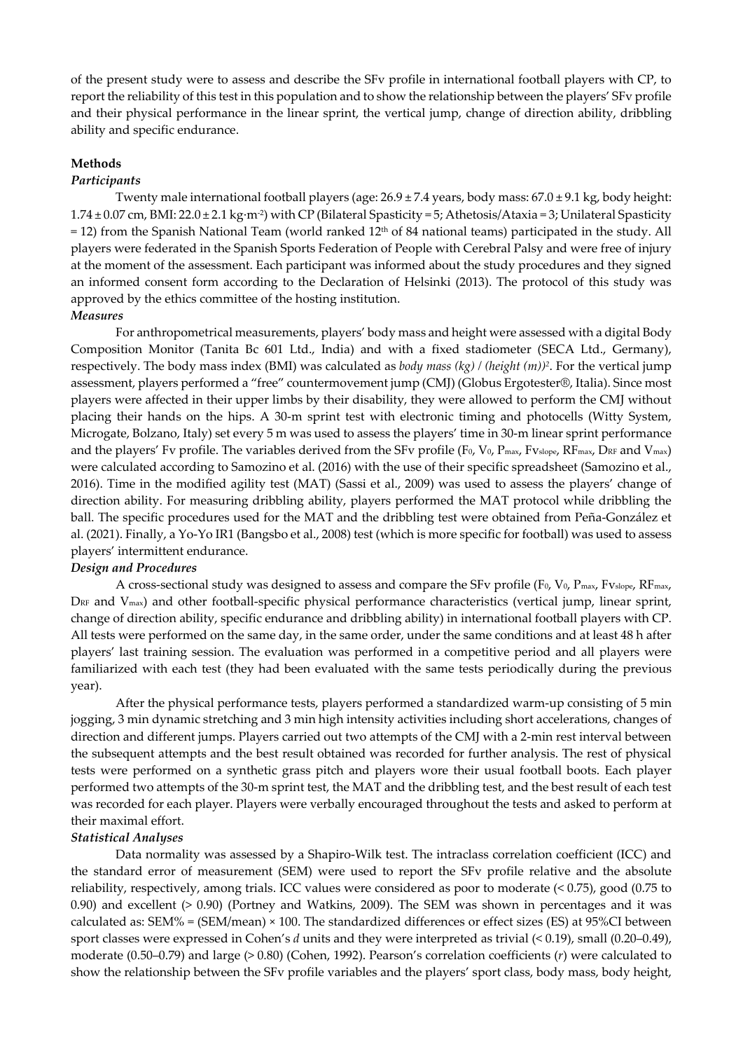of the present study were to assess and describe the SFv profile in international football players with CP, to report the reliability of this test in this population and to show the relationship between the players' SFv profile and their physical performance in the linear sprint, the vertical jump, change of direction ability, dribbling ability and specific endurance.

## Methods

### *Participants*

Twenty male international football players (age: 26.9 ± 7.4 years, body mass: 67.0 ± 9.1 kg, body height: 1.74 ± 0.07 cm, BMI: 22.0 ± 2.1 kg·m$^{-2}$) with CP (Bilateral Spasticity = 5; Athetosis/Ataxia = 3; Unilateral Spasticity = 12) from the Spanish National Team (world ranked 12th of 84 national teams) participated in the study. All players were federated in the Spanish Sports Federation of People with Cerebral Palsy and were free of injury at the moment of the assessment. Each participant was informed about the study procedures and they signed an informed consent form according to the Declaration of Helsinki (2013). The protocol of this study was approved by the ethics committee of the hosting institution.

### *Measures*

For anthropometrical measurements, players' body mass and height were assessed with a digital Body Composition Monitor (Tanita Bc 601 Ltd., India) and with a fixed stadiometer (SECA Ltd., Germany), respectively. The body mass index (BMI) was calculated as *body mass (kg) / (height (m))*$^2$. For the vertical jump assessment, players performed a "free" countermovement jump (CMJ) (Globus Ergotester®, Italia). Since most players were affected in their upper limbs by their disability, they were allowed to perform the CMJ without placing their hands on the hips. A 30-m sprint test with electronic timing and photocells (Witty System, Microgate, Bolzano, Italy) set every 5 m was used to assess the players' time in 30-m linear sprint performance and the players' Fv profile. The variables derived from the SFv profile ($F_0$, $V_0$, $P_{max}$, $Fv_{slope}$, $RF_{max}$, $D_{RF}$ and $V_{max}$) were calculated according to Samozino et al. (2016) with the use of their specific spreadsheet (Samozino et al., 2016). Time in the modified agility test (MAT) (Sassi et al., 2009) was used to assess the players' change of direction ability. For measuring dribbling ability, players performed the MAT protocol while dribbling the ball. The specific procedures used for the MAT and the dribbling test were obtained from Peña-González et al. (2021). Finally, a Yo-Yo IR1 (Bangsbo et al., 2008) test (which is more specific for football) was used to assess players' intermittent endurance.

### *Design and Procedures*

A cross-sectional study was designed to assess and compare the SFv profile ($F_0$, $V_0$, $P_{max}$, $Fv_{slope}$, $RF_{max}$, $D_{RF}$ and $V_{max}$) and other football-specific physical performance characteristics (vertical jump, linear sprint, change of direction ability, specific endurance and dribbling ability) in international football players with CP. All tests were performed on the same day, in the same order, under the same conditions and at least 48 h after players' last training session. The evaluation was performed in a competitive period and all players were familiarized with each test (they had been evaluated with the same tests periodically during the previous year).

After the physical performance tests, players performed a standardized warm-up consisting of 5 min jogging, 3 min dynamic stretching and 3 min high intensity activities including short accelerations, changes of direction and different jumps. Players carried out two attempts of the CMJ with a 2-min rest interval between the subsequent attempts and the best result obtained was recorded for further analysis. The rest of physical tests were performed on a synthetic grass pitch and players wore their usual football boots. Each player performed two attempts of the 30-m sprint test, the MAT and the dribbling test, and the best result of each test was recorded for each player. Players were verbally encouraged throughout the tests and asked to perform at their maximal effort.

### *Statistical Analyses*

Data normality was assessed by a Shapiro-Wilk test. The intraclass correlation coefficient (ICC) and the standard error of measurement (SEM) were used to report the SFv profile relative and the absolute reliability, respectively, among trials. ICC values were considered as poor to moderate (< 0.75), good (0.75 to 0.90) and excellent (> 0.90) (Portney and Watkins, 2009). The SEM was shown in percentages and it was calculated as: SEM% = (SEM/mean) × 100. The standardized differences or effect sizes (ES) at 95%CI between sport classes were expressed in Cohen's *d* units and they were interpreted as trivial (< 0.19), small (0.20–0.49), moderate (0.50–0.79) and large (> 0.80) (Cohen, 1992). Pearson's correlation coefficients (*r*) were calculated to show the relationship between the SFv profile variables and the players' sport class, body mass, body height,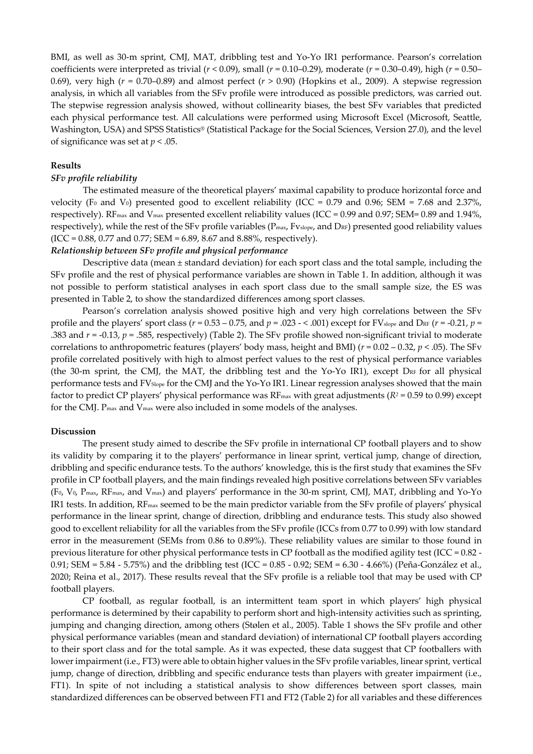BMI, as well as 30-m sprint, CMJ, MAT, dribbling test and Yo-Yo IR1 performance. Pearson's correlation coefficients were interpreted as trivial ($r$ < 0.09), small ($r$ = 0.10–0.29), moderate ($r$ = 0.30–0.49), high ($r$ = 0.50–0.69), very high ($r$ = 0.70–0.89) and almost perfect ($r$ > 0.90) (Hopkins et al., 2009). A stepwise regression analysis, in which all variables from the SFv profile were introduced as possible predictors, was carried out. The stepwise regression analysis showed, without collinearity biases, the best SFv variables that predicted each physical performance test. All calculations were performed using Microsoft Excel (Microsoft, Seattle, Washington, USA) and SPSS Statistics® (Statistical Package for the Social Sciences, Version 27.0), and the level of significance was set at $p$ < .05.

**Results**

***SFv profile reliability***

The estimated measure of the theoretical players' maximal capability to produce horizontal force and velocity ($F_0$ and $V_0$) presented good to excellent reliability (ICC = 0.79 and 0.96; SEM = 7.68 and 2.37%, respectively). $RF_{max}$ and $V_{max}$ presented excellent reliability values (ICC = 0.99 and 0.97; SEM= 0.89 and 1.94%, respectively), while the rest of the SFv profile variables ($P_{max}$, $Fv_{slope}$, and $D_{RF}$) presented good reliability values (ICC = 0.88, 0.77 and 0.77; SEM = 6.89, 8.67 and 8.88%, respectively).

***Relationship between SFv profile and physical performance***

Descriptive data (mean ± standard deviation) for each sport class and the total sample, including the SFv profile and the rest of physical performance variables are shown in Table 1. In addition, although it was not possible to perform statistical analyses in each sport class due to the small sample size, the ES was presented in Table 2, to show the standardized differences among sport classes.

Pearson's correlation analysis showed positive high and very high correlations between the SFv profile and the players' sport class ($r$ = 0.53 – 0.75, and $p$ = .023 - < .001) except for $FV_{slope}$ and $D_{RF}$ ($r$ = -0.21, $p$ = .383 and $r$ = -0.13, $p$ = .585, respectively) (Table 2). The SFv profile showed non-significant trivial to moderate correlations to anthropometric features (players' body mass, height and BMI) ($r$ = 0.02 – 0.32, $p$ < .05). The SFv profile correlated positively with high to almost perfect values to the rest of physical performance variables (the 30-m sprint, the CMJ, the MAT, the dribbling test and the Yo-Yo IR1), except $D_{RF}$ for all physical performance tests and $FV_{Slope}$ for the CMJ and the Yo-Yo IR1. Linear regression analyses showed that the main factor to predict CP players' physical performance was $RF_{max}$ with great adjustments ($R^2$ = 0.59 to 0.99) except for the CMJ. $P_{max}$ and $V_{max}$ were also included in some models of the analyses.

**Discussion**

The present study aimed to describe the SFv profile in international CP football players and to show its validity by comparing it to the players' performance in linear sprint, vertical jump, change of direction, dribbling and specific endurance tests. To the authors' knowledge, this is the first study that examines the SFv profile in CP football players, and the main findings revealed high positive correlations between SFv variables ($F_0$, $V_0$, $P_{max}$, $RF_{max}$, and $V_{max}$) and players' performance in the 30-m sprint, CMJ, MAT, dribbling and Yo-Yo IR1 tests. In addition, $RF_{max}$ seemed to be the main predictor variable from the SFv profile of players' physical performance in the linear sprint, change of direction, dribbling and endurance tests. This study also showed good to excellent reliability for all the variables from the SFv profile (ICCs from 0.77 to 0.99) with low standard error in the measurement (SEMs from 0.86 to 0.89%). These reliability values are similar to those found in previous literature for other physical performance tests in CP football as the modified agility test (ICC = 0.82 - 0.91; SEM = 5.84 - 5.75%) and the dribbling test (ICC = 0.85 - 0.92; SEM = 6.30 - 4.66%) (Peña-González et al., 2020; Reina et al., 2017). These results reveal that the SFv profile is a reliable tool that may be used with CP football players.

CP football, as regular football, is an intermittent team sport in which players' high physical performance is determined by their capability to perform short and high-intensity activities such as sprinting, jumping and changing direction, among others (Stølen et al., 2005). Table 1 shows the SFv profile and other physical performance variables (mean and standard deviation) of international CP football players according to their sport class and for the total sample. As it was expected, these data suggest that CP footballers with lower impairment (i.e., FT3) were able to obtain higher values in the SFv profile variables, linear sprint, vertical jump, change of direction, dribbling and specific endurance tests than players with greater impairment (i.e., FT1). In spite of not including a statistical analysis to show differences between sport classes, main standardized differences can be observed between FT1 and FT2 (Table 2) for all variables and these differences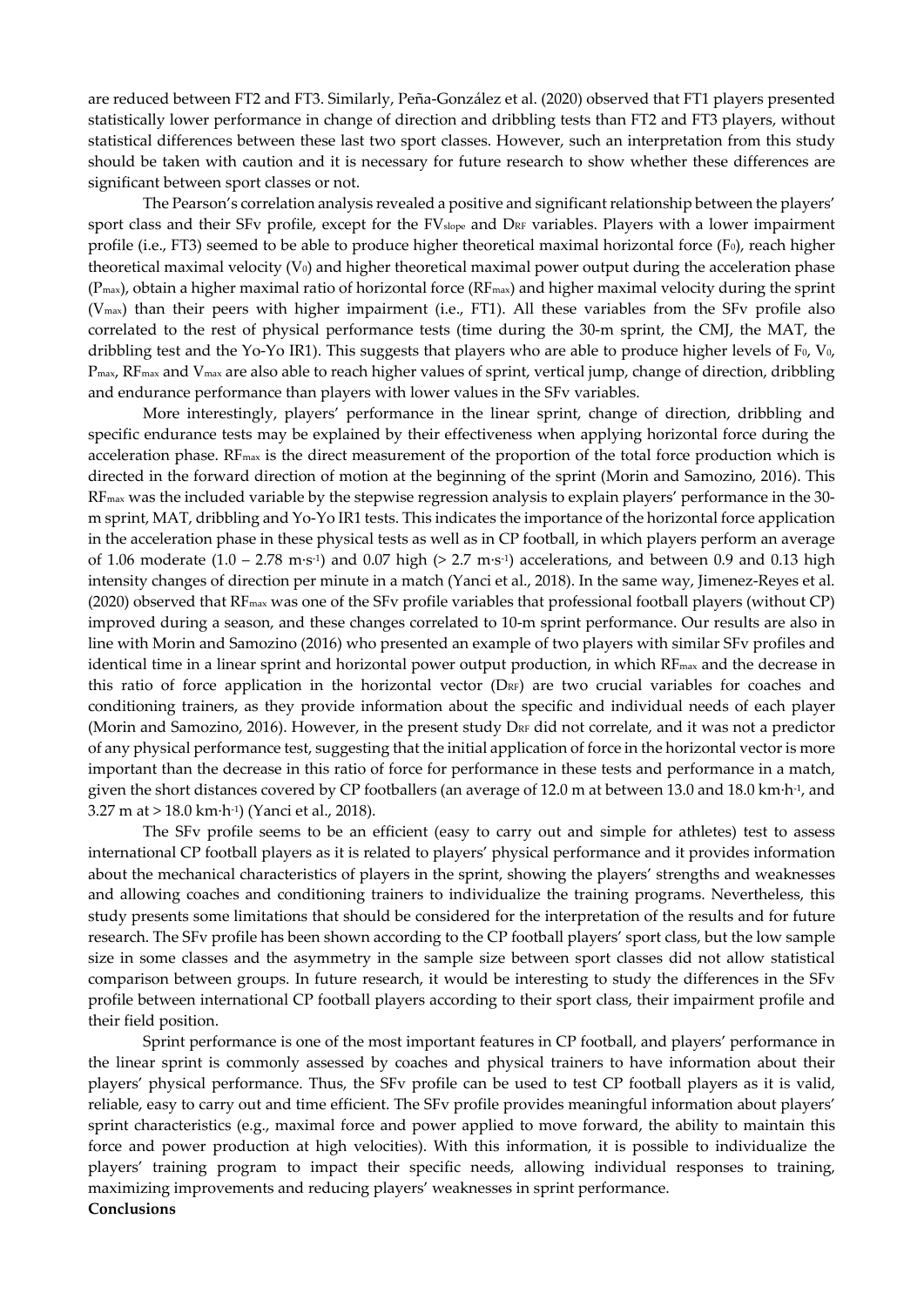are reduced between FT2 and FT3. Similarly, Peña-González et al. (2020) observed that FT1 players presented statistically lower performance in change of direction and dribbling tests than FT2 and FT3 players, without statistical differences between these last two sport classes. However, such an interpretation from this study should be taken with caution and it is necessary for future research to show whether these differences are significant between sport classes or not.

The Pearson's correlation analysis revealed a positive and significant relationship between the players' sport class and their SFv profile, except for the $FV_{slope}$ and $D_{RF}$ variables. Players with a lower impairment profile (i.e., FT3) seemed to be able to produce higher theoretical maximal horizontal force ($F_0$), reach higher theoretical maximal velocity ($V_0$) and higher theoretical maximal power output during the acceleration phase ($P_{max}$), obtain a higher maximal ratio of horizontal force ($RF_{max}$) and higher maximal velocity during the sprint ($V_{max}$) than their peers with higher impairment (i.e., FT1). All these variables from the SFv profile also correlated to the rest of physical performance tests (time during the 30-m sprint, the CMJ, the MAT, the dribbling test and the Yo-Yo IR1). This suggests that players who are able to produce higher levels of $F_0$, $V_0$, $P_{max}$, $RF_{max}$ and $V_{max}$ are also able to reach higher values of sprint, vertical jump, change of direction, dribbling and endurance performance than players with lower values in the SFv variables.

More interestingly, players' performance in the linear sprint, change of direction, dribbling and specific endurance tests may be explained by their effectiveness when applying horizontal force during the acceleration phase. $RF_{max}$ is the direct measurement of the proportion of the total force production which is directed in the forward direction of motion at the beginning of the sprint (Morin and Samozino, 2016). This $RF_{max}$ was the included variable by the stepwise regression analysis to explain players' performance in the 30-m sprint, MAT, dribbling and Yo-Yo IR1 tests. This indicates the importance of the horizontal force application in the acceleration phase in these physical tests as well as in CP football, in which players perform an average of 1.06 moderate (1.0 – 2.78 $m \cdot s^{-1}$) and 0.07 high (> 2.7 $m \cdot s^{-1}$) accelerations, and between 0.9 and 0.13 high intensity changes of direction per minute in a match (Yanci et al., 2018). In the same way, Jimenez-Reyes et al. (2020) observed that $RF_{max}$ was one of the SFv profile variables that professional football players (without CP) improved during a season, and these changes correlated to 10-m sprint performance. Our results are also in line with Morin and Samozino (2016) who presented an example of two players with similar SFv profiles and identical time in a linear sprint and horizontal power output production, in which $RF_{max}$ and the decrease in this ratio of force application in the horizontal vector ($D_{RF}$) are two crucial variables for coaches and conditioning trainers, as they provide information about the specific and individual needs of each player (Morin and Samozino, 2016). However, in the present study $D_{RF}$ did not correlate, and it was not a predictor of any physical performance test, suggesting that the initial application of force in the horizontal vector is more important than the decrease in this ratio of force for performance in these tests and performance in a match, given the short distances covered by CP footballers (an average of 12.0 m at between 13.0 and 18.0 $km \cdot h^{-1}$, and 3.27 m at > 18.0 $km \cdot h^{-1}$) (Yanci et al., 2018).

The SFv profile seems to be an efficient (easy to carry out and simple for athletes) test to assess international CP football players as it is related to players' physical performance and it provides information about the mechanical characteristics of players in the sprint, showing the players' strengths and weaknesses and allowing coaches and conditioning trainers to individualize the training programs. Nevertheless, this study presents some limitations that should be considered for the interpretation of the results and for future research. The SFv profile has been shown according to the CP football players' sport class, but the low sample size in some classes and the asymmetry in the sample size between sport classes did not allow statistical comparison between groups. In future research, it would be interesting to study the differences in the SFv profile between international CP football players according to their sport class, their impairment profile and their field position.

Sprint performance is one of the most important features in CP football, and players' performance in the linear sprint is commonly assessed by coaches and physical trainers to have information about their players' physical performance. Thus, the SFv profile can be used to test CP football players as it is valid, reliable, easy to carry out and time efficient. The SFv profile provides meaningful information about players' sprint characteristics (e.g., maximal force and power applied to move forward, the ability to maintain this force and power production at high velocities). With this information, it is possible to individualize the players' training program to impact their specific needs, allowing individual responses to training, maximizing improvements and reducing players' weaknesses in sprint performance.

**Conclusions**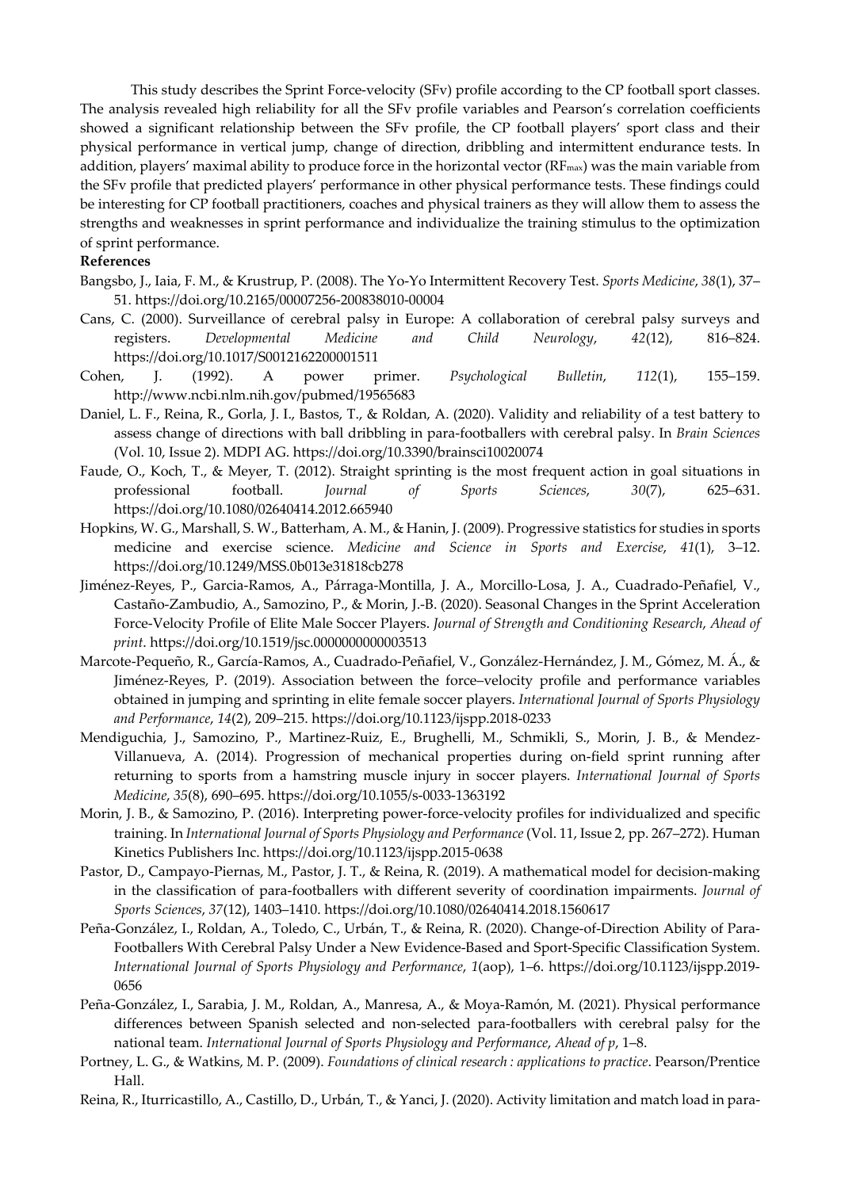This study describes the Sprint Force-velocity (SFv) profile according to the CP football sport classes. The analysis revealed high reliability for all the SFv profile variables and Pearson's correlation coefficients showed a significant relationship between the SFv profile, the CP football players' sport class and their physical performance in vertical jump, change of direction, dribbling and intermittent endurance tests. In addition, players' maximal ability to produce force in the horizontal vector ($RF_{max}$) was the main variable from the SFv profile that predicted players' performance in other physical performance tests. These findings could be interesting for CP football practitioners, coaches and physical trainers as they will allow them to assess the strengths and weaknesses in sprint performance and individualize the training stimulus to the optimization of sprint performance.

**References**

Bangsbo, J., Iaia, F. M., & Krustrup, P. (2008). The Yo-Yo Intermittent Recovery Test. *Sports Medicine*, *38*(1), 37–51. https://doi.org/10.2165/00007256-200838010-00004

Cans, C. (2000). Surveillance of cerebral palsy in Europe: A collaboration of cerebral palsy surveys and registers. *Developmental Medicine and Child Neurology*, *42*(12), 816–824. https://doi.org/10.1017/S0012162200001511

Cohen, J. (1992). A power primer. *Psychological Bulletin*, *112*(1), 155–159. http://www.ncbi.nlm.nih.gov/pubmed/19565683

Daniel, L. F., Reina, R., Gorla, J. I., Bastos, T., & Roldan, A. (2020). Validity and reliability of a test battery to assess change of directions with ball dribbling in para-footballers with cerebral palsy. In *Brain Sciences* (Vol. 10, Issue 2). MDPI AG. https://doi.org/10.3390/brainsci10020074

Faude, O., Koch, T., & Meyer, T. (2012). Straight sprinting is the most frequent action in goal situations in professional football. *Journal of Sports Sciences*, *30*(7), 625–631. https://doi.org/10.1080/02640414.2012.665940

Hopkins, W. G., Marshall, S. W., Batterham, A. M., & Hanin, J. (2009). Progressive statistics for studies in sports medicine and exercise science. *Medicine and Science in Sports and Exercise*, *41*(1), 3–12. https://doi.org/10.1249/MSS.0b013e31818cb278

Jiménez-Reyes, P., Garcia-Ramos, A., Párraga-Montilla, J. A., Morcillo-Losa, J. A., Cuadrado-Peñafiel, V., Castaño-Zambudio, A., Samozino, P., & Morin, J.-B. (2020). Seasonal Changes in the Sprint Acceleration Force-Velocity Profile of Elite Male Soccer Players. *Journal of Strength and Conditioning Research*, *Ahead of print*. https://doi.org/10.1519/jsc.0000000000003513

Marcote-Pequeño, R., García-Ramos, A., Cuadrado-Peñafiel, V., González-Hernández, J. M., Gómez, M. Á., & Jiménez-Reyes, P. (2019). Association between the force–velocity profile and performance variables obtained in jumping and sprinting in elite female soccer players. *International Journal of Sports Physiology and Performance*, *14*(2), 209–215. https://doi.org/10.1123/ijspp.2018-0233

Mendiguchia, J., Samozino, P., Martinez-Ruiz, E., Brughelli, M., Schmikli, S., Morin, J. B., & Mendez-Villanueva, A. (2014). Progression of mechanical properties during on-field sprint running after returning to sports from a hamstring muscle injury in soccer players. *International Journal of Sports Medicine*, *35*(8), 690–695. https://doi.org/10.1055/s-0033-1363192

Morin, J. B., & Samozino, P. (2016). Interpreting power-force-velocity profiles for individualized and specific training. In *International Journal of Sports Physiology and Performance* (Vol. 11, Issue 2, pp. 267–272). Human Kinetics Publishers Inc. https://doi.org/10.1123/ijspp.2015-0638

Pastor, D., Campayo-Piernas, M., Pastor, J. T., & Reina, R. (2019). A mathematical model for decision-making in the classification of para-footballers with different severity of coordination impairments. *Journal of Sports Sciences*, *37*(12), 1403–1410. https://doi.org/10.1080/02640414.2018.1560617

Peña-González, I., Roldan, A., Toledo, C., Urbán, T., & Reina, R. (2020). Change-of-Direction Ability of Para-Footballers With Cerebral Palsy Under a New Evidence-Based and Sport-Specific Classification System. *International Journal of Sports Physiology and Performance*, *1*(aop), 1–6. https://doi.org/10.1123/ijspp.2019-0656

Peña-González, I., Sarabia, J. M., Roldan, A., Manresa, A., & Moya-Ramón, M. (2021). Physical performance differences between Spanish selected and non-selected para-footballers with cerebral palsy for the national team. *International Journal of Sports Physiology and Performance*, *Ahead of p*, 1–8.

Portney, L. G., & Watkins, M. P. (2009). *Foundations of clinical research : applications to practice*. Pearson/Prentice Hall.

Reina, R., Iturricastillo, A., Castillo, D., Urbán, T., & Yanci, J. (2020). Activity limitation and match load in para-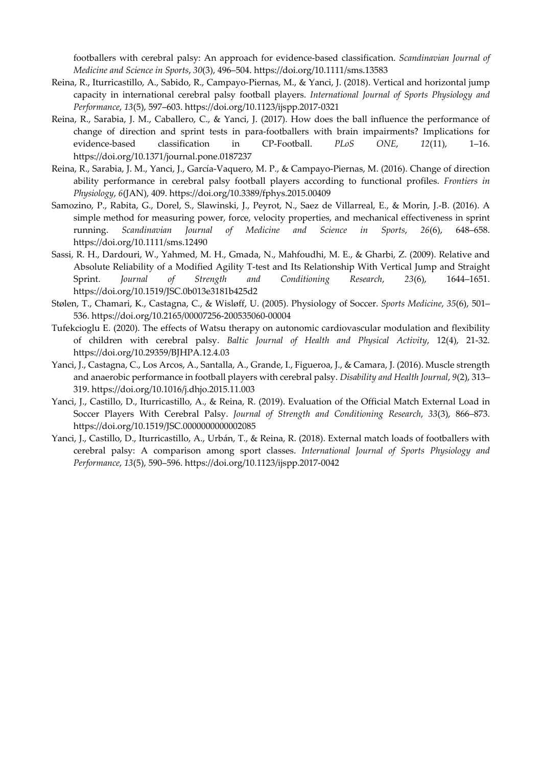footballers with cerebral palsy: An approach for evidence-based classification. *Scandinavian Journal of Medicine and Science in Sports*, *30*(3), 496–504. https://doi.org/10.1111/sms.13583

Reina, R., Iturricastillo, A., Sabido, R., Campayo-Piernas, M., & Yanci, J. (2018). Vertical and horizontal jump capacity in international cerebral palsy football players. *International Journal of Sports Physiology and Performance*, *13*(5), 597–603. https://doi.org/10.1123/ijspp.2017-0321

Reina, R., Sarabia, J. M., Caballero, C., & Yanci, J. (2017). How does the ball influence the performance of change of direction and sprint tests in para-footballers with brain impairments? Implications for evidence-based classification in CP-Football. *PLoS ONE*, *12*(11), 1–16. https://doi.org/10.1371/journal.pone.0187237

Reina, R., Sarabia, J. M., Yanci, J., García-Vaquero, M. P., & Campayo-Piernas, M. (2016). Change of direction ability performance in cerebral palsy football players according to functional profiles. *Frontiers in Physiology*, *6*(JAN), 409. https://doi.org/10.3389/fphys.2015.00409

Samozino, P., Rabita, G., Dorel, S., Slawinski, J., Peyrot, N., Saez de Villarreal, E., & Morin, J.-B. (2016). A simple method for measuring power, force, velocity properties, and mechanical effectiveness in sprint running. *Scandinavian Journal of Medicine and Science in Sports*, *26*(6), 648–658. https://doi.org/10.1111/sms.12490

Sassi, R. H., Dardouri, W., Yahmed, M. H., Gmada, N., Mahfoudhi, M. E., & Gharbi, Z. (2009). Relative and Absolute Reliability of a Modified Agility T-test and Its Relationship With Vertical Jump and Straight Sprint. *Journal of Strength and Conditioning Research*, *23*(6), 1644–1651. https://doi.org/10.1519/JSC.0b013e3181b425d2

Stølen, T., Chamari, K., Castagna, C., & Wisløff, U. (2005). Physiology of Soccer. *Sports Medicine*, *35*(6), 501–536. https://doi.org/10.2165/00007256-200535060-00004

Tufekcioglu E. (2020). The effects of Watsu therapy on autonomic cardiovascular modulation and flexibility of children with cerebral palsy. *Baltic Journal of Health and Physical Activity*, 12(4), 21-32. https://doi.org/10.29359/BJHPA.12.4.03

Yanci, J., Castagna, C., Los Arcos, A., Santalla, A., Grande, I., Figueroa, J., & Camara, J. (2016). Muscle strength and anaerobic performance in football players with cerebral palsy. *Disability and Health Journal*, *9*(2), 313–319. https://doi.org/10.1016/j.dhjo.2015.11.003

Yanci, J., Castillo, D., Iturricastillo, A., & Reina, R. (2019). Evaluation of the Official Match External Load in Soccer Players With Cerebral Palsy. *Journal of Strength and Conditioning Research*, *33*(3), 866–873. https://doi.org/10.1519/JSC.0000000000002085

Yanci, J., Castillo, D., Iturricastillo, A., Urbán, T., & Reina, R. (2018). External match loads of footballers with cerebral palsy: A comparison among sport classes. *International Journal of Sports Physiology and Performance*, *13*(5), 590–596. https://doi.org/10.1123/ijspp.2017-0042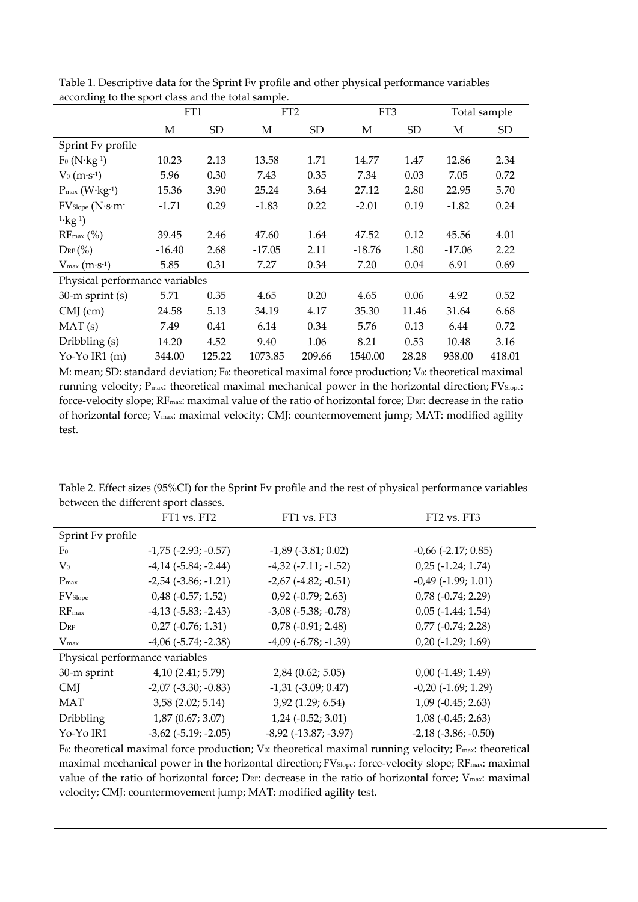Table 1. Descriptive data for the Sprint Fv profile and other physical performance variables according to the sport class and the total sample.

| | FT1 | | FT2 | | FT3 | | Total sample | |
|---|---|---|---|---|---|---|---|---|
| | M | SD | M | SD | M | SD | M | SD |
| Sprint Fv profile | | | | | | | | |
| $F_0$ ($N \cdot kg^{-1}$) | 10.23 | 2.13 | 13.58 | 1.71 | 14.77 | 1.47 | 12.86 | 2.34 |
| $V_0$ ($m \cdot s^{-1}$) | 5.96 | 0.30 | 7.43 | 0.35 | 7.34 | 0.03 | 7.05 | 0.72 |
| $P_{max}$ ($W \cdot kg^{-1}$) | 15.36 | 3.90 | 25.24 | 3.64 | 27.12 | 2.80 | 22.95 | 5.70 |
| $FV_{Slope}$ ($N \cdot s \cdot m^{-1} \cdot kg^{-1}$) | -1.71 | 0.29 | -1.83 | 0.22 | -2.01 | 0.19 | -1.82 | 0.24 |
| $RF_{max}$ (%) | 39.45 | 2.46 | 47.60 | 1.64 | 47.52 | 0.12 | 45.56 | 4.01 |
| $D_{RF}$ (%) | -16.40 | 2.68 | -17.05 | 2.11 | -18.76 | 1.80 | -17.06 | 2.22 |
| $V_{max}$ ($m \cdot s^{-1}$) | 5.85 | 0.31 | 7.27 | 0.34 | 7.20 | 0.04 | 6.91 | 0.69 |
| Physical performance variables | | | | | | | | |
| 30-m sprint (s) | 5.71 | 0.35 | 4.65 | 0.20 | 4.65 | 0.06 | 4.92 | 0.52 |
| CMJ (cm) | 24.58 | 5.13 | 34.19 | 4.17 | 35.30 | 11.46 | 31.64 | 6.68 |
| MAT (s) | 7.49 | 0.41 | 6.14 | 0.34 | 5.76 | 0.13 | 6.44 | 0.72 |
| Dribbling (s) | 14.20 | 4.52 | 9.40 | 1.06 | 8.21 | 0.53 | 10.48 | 3.16 |
| Yo-Yo IR1 (m) | 344.00 | 125.22 | 1073.85 | 209.66 | 1540.00 | 28.28 | 938.00 | 418.01 |

M: mean; SD: standard deviation; $F_0$: theoretical maximal force production; $V_0$: theoretical maximal running velocity; $P_{max}$: theoretical maximal mechanical power in the horizontal direction; $FV_{Slope}$: force-velocity slope; $RF_{max}$: maximal value of the ratio of horizontal force; $D_{RF}$: decrease in the ratio of horizontal force; $V_{max}$: maximal velocity; CMJ: countermovement jump; MAT: modified agility test.

Table 2. Effect sizes (95%CI) for the Sprint Fv profile and the rest of physical performance variables between the different sport classes.

| | FT1 vs. FT2 | FT1 vs. FT3 | FT2 vs. FT3 |
|---|---|---|---|
| Sprint Fv profile | | | |
| $F_0$ | -1,75 (-2.93; -0.57) | -1,89 (-3.81; 0.02) | -0,66 (-2.17; 0.85) |
| $V_0$ | -4,14 (-5.84; -2.44) | -4,32 (-7.11; -1.52) | 0,25 (-1.24; 1.74) |
| $P_{max}$ | -2,54 (-3.86; -1.21) | -2,67 (-4.82; -0.51) | -0,49 (-1.99; 1.01) |
| $FV_{Slope}$ | 0,48 (-0.57; 1.52) | 0,92 (-0.79; 2.63) | 0,78 (-0.74; 2.29) |
| $RF_{max}$ | -4,13 (-5.83; -2.43) | -3,08 (-5.38; -0.78) | 0,05 (-1.44; 1.54) |
| $D_{RF}$ | 0,27 (-0.76; 1.31) | 0,78 (-0.91; 2.48) | 0,77 (-0.74; 2.28) |
| $V_{max}$ | -4,06 (-5.74; -2.38) | -4,09 (-6.78; -1.39) | 0,20 (-1.29; 1.69) |
| Physical performance variables | | | |
| 30-m sprint | 4,10 (2.41; 5.79) | 2,84 (0.62; 5.05) | 0,00 (-1.49; 1.49) |
| CMJ | -2,07 (-3.30; -0.83) | -1,31 (-3.09; 0.47) | -0,20 (-1.69; 1.29) |
| MAT | 3,58 (2.02; 5.14) | 3,92 (1.29; 6.54) | 1,09 (-0.45; 2.63) |
| Dribbling | 1,87 (0.67; 3.07) | 1,24 (-0.52; 3.01) | 1,08 (-0.45; 2.63) |
| Yo-Yo IR1 | -3,62 (-5.19; -2.05) | -8,92 (-13.87; -3.97) | -2,18 (-3.86; -0.50) |

$F_0$: theoretical maximal force production; $V_0$: theoretical maximal running velocity; $P_{max}$: theoretical maximal mechanical power in the horizontal direction; $FV_{Slope}$: force-velocity slope; $RF_{max}$: maximal value of the ratio of horizontal force; $D_{RF}$: decrease in the ratio of horizontal force; $V_{max}$: maximal velocity; CMJ: countermovement jump; MAT: modified agility test.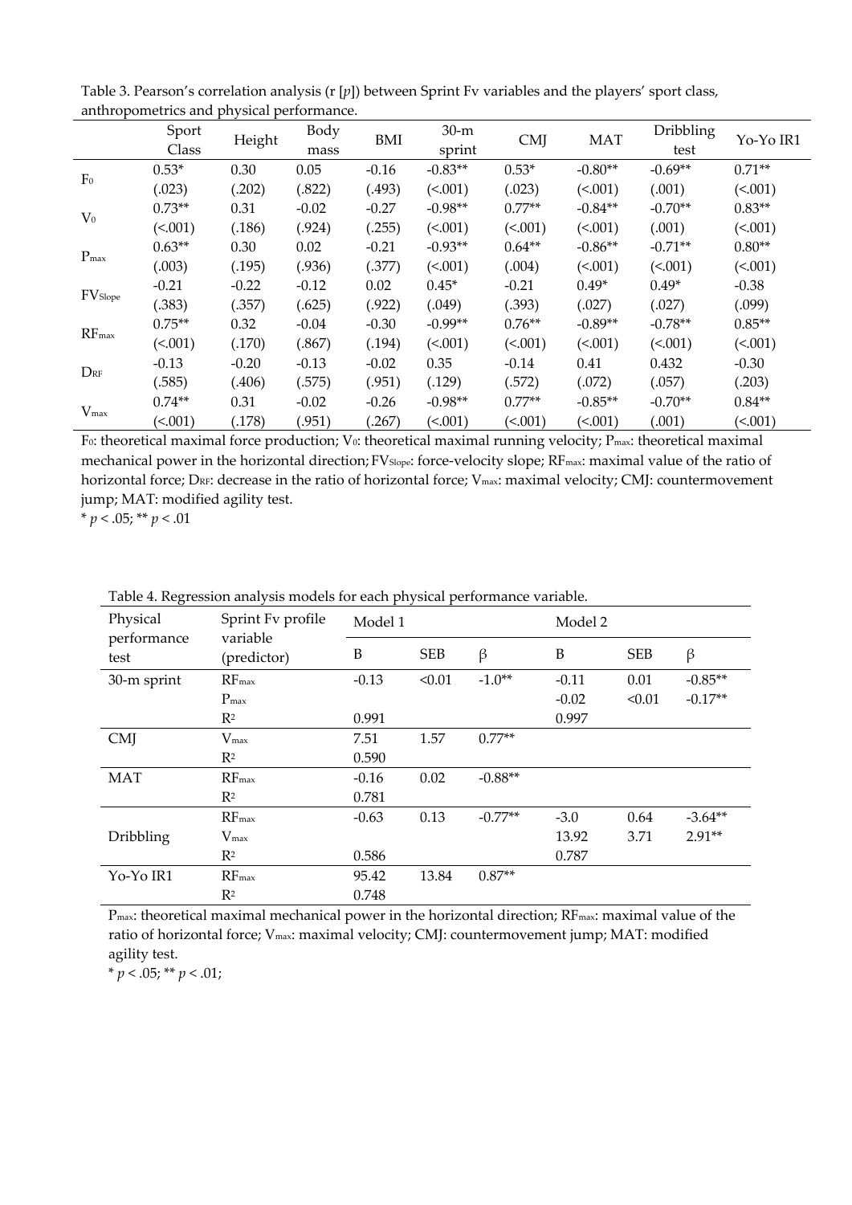Table 3. Pearson's correlation analysis (r [*p*]) between Sprint Fv variables and the players' sport class, anthropometrics and physical performance.

| | Sport Class | Height | Body mass | BMI | 30-m sprint | CMJ | MAT | Dribbling test | Yo-Yo IR1 |
|---|---|---|---|---|---|---|---|---|---|
| $F_0$ | 0.53* | 0.30 | 0.05 | -0.16 | -0.83** | 0.53* | -0.80** | -0.69** | 0.71** |
| | (.023) | (.202) | (.822) | (.493) | (<.001) | (.023) | (<.001) | (.001) | (<.001) |
| $V_0$ | 0.73** | 0.31 | -0.02 | -0.27 | -0.98** | 0.77** | -0.84** | -0.70** | 0.83** |
| | (<.001) | (.186) | (.924) | (.255) | (<.001) | (<.001) | (<.001) | (.001) | (<.001) |
| $P_{max}$ | 0.63** | 0.30 | 0.02 | -0.21 | -0.93** | 0.64** | -0.86** | -0.71** | 0.80** |
| | (.003) | (.195) | (.936) | (.377) | (<.001) | (.004) | (<.001) | (<.001) | (<.001) |
| $FV_{Slope}$ | -0.21 | -0.22 | -0.12 | 0.02 | 0.45* | -0.21 | 0.49* | 0.49* | -0.38 |
| | (.383) | (.357) | (.625) | (.922) | (.049) | (.393) | (.027) | (.027) | (.099) |
| $RF_{max}$ | 0.75** | 0.32 | -0.04 | -0.30 | -0.99** | 0.76** | -0.89** | -0.78** | 0.85** |
| | (<.001) | (.170) | (.867) | (.194) | (<.001) | (<.001) | (<.001) | (<.001) | (<.001) |
| $D_{RF}$ | -0.13 | -0.20 | -0.13 | -0.02 | 0.35 | -0.14 | 0.41 | 0.432 | -0.30 |
| | (.585) | (.406) | (.575) | (.951) | (.129) | (.572) | (.072) | (.057) | (.203) |
| $V_{max}$ | 0.74** | 0.31 | -0.02 | -0.26 | -0.98** | 0.77** | -0.85** | -0.70** | 0.84** |
| | (<.001) | (.178) | (.951) | (.267) | (<.001) | (<.001) | (<.001) | (.001) | (<.001) |

$F_0$: theoretical maximal force production; $V_0$: theoretical maximal running velocity; $P_{max}$: theoretical maximal mechanical power in the horizontal direction; $FV_{Slope}$: force-velocity slope; $RF_{max}$: maximal value of the ratio of horizontal force; $D_{RF}$: decrease in the ratio of horizontal force; $V_{max}$: maximal velocity; CMJ: countermovement jump; MAT: modified agility test.
* $p < .05$; ** $p < .01$

Table 4. Regression analysis models for each physical performance variable.

| Physical performance test | Sprint Fv profile variable (predictor) | Model 1 | | | Model 2 | | |
|---|---|---|---|---|---|---|---|
| | | B | SEB | β | B | SEB | β |
| 30-m sprint | $RF_{max}$ | -0.13 | <0.01 | -1.0** | -0.11 | 0.01 | -0.85** |
| | $P_{max}$ | | | | -0.02 | <0.01 | -0.17** |
| | $R^2$ | 0.991 | | | 0.997 | | |
| CMJ | $V_{max}$ | 7.51 | 1.57 | 0.77** | | | |
| | $R^2$ | 0.590 | | | | | |
| MAT | $RF_{max}$ | -0.16 | 0.02 | -0.88** | | | |
| | $R^2$ | 0.781 | | | | | |
| Dribbling | $RF_{max}$ | -0.63 | 0.13 | -0.77** | -3.0 | 0.64 | -3.64** |
| | $V_{max}$ | | | | 13.92 | 3.71 | 2.91** |
| | $R^2$ | 0.586 | | | 0.787 | | |
| Yo-Yo IR1 | $RF_{max}$ | 95.42 | 13.84 | 0.87** | | | |
| | $R^2$ | 0.748 | | | | | |

$P_{max}$: theoretical maximal mechanical power in the horizontal direction; $RF_{max}$: maximal value of the ratio of horizontal force; $V_{max}$: maximal velocity; CMJ: countermovement jump; MAT: modified agility test.
* $p < .05$; ** $p < .01$;